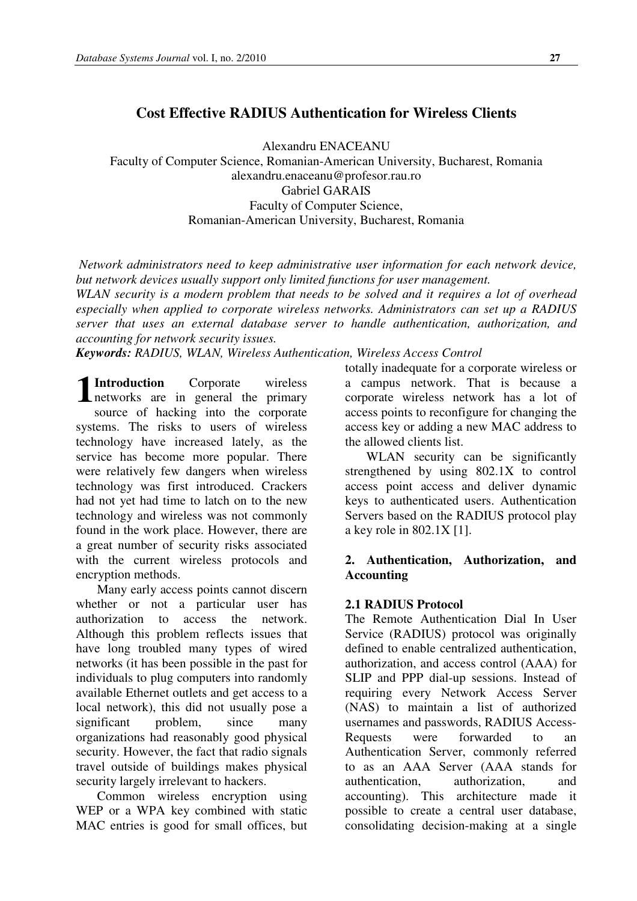# Cost Effective RADIUS Authentication for Wireless Clients

Alexandru ENACEANU
Faculty of Computer Science, Romanian-American University, Bucharest, Romania
alexandru.enaceanu@profesor.rau.ro
Gabriel GARAIS
Faculty of Computer Science,
Romanian-American University, Bucharest, Romania

*Network administrators need to keep administrative user information for each network device, but network devices usually support only limited functions for user management.*
*WLAN security is a modern problem that needs to be solved and it requires a lot of overhead especially when applied to corporate wireless networks. Administrators can set up a RADIUS server that uses an external database server to handle authentication, authorization, and accounting for network security issues.*
***Keywords:*** *RADIUS, WLAN, Wireless Authentication, Wireless Access Control*

## 1 Introduction

Corporate wireless networks are in general the primary source of hacking into the corporate systems. The risks to users of wireless technology have increased lately, as the service has become more popular. There were relatively few dangers when wireless technology was first introduced. Crackers had not yet had time to latch on to the new technology and wireless was not commonly found in the work place. However, there are a great number of security risks associated with the current wireless protocols and encryption methods.

Many early access points cannot discern whether or not a particular user has authorization to access the network. Although this problem reflects issues that have long troubled many types of wired networks (it has been possible in the past for individuals to plug computers into randomly available Ethernet outlets and get access to a local network), this did not usually pose a significant problem, since many organizations had reasonably good physical security. However, the fact that radio signals travel outside of buildings makes physical security largely irrelevant to hackers.

Common wireless encryption using WEP or a WPA key combined with static MAC entries is good for small offices, but totally inadequate for a corporate wireless or a campus network. That is because a corporate wireless network has a lot of access points to reconfigure for changing the access key or adding a new MAC address to the allowed clients list.

WLAN security can be significantly strengthened by using 802.1X to control access point access and deliver dynamic keys to authenticated users. Authentication Servers based on the RADIUS protocol play a key role in 802.1X [1].

## 2. Authentication, Authorization, and Accounting

### 2.1 RADIUS Protocol

The Remote Authentication Dial In User Service (RADIUS) protocol was originally defined to enable centralized authentication, authorization, and access control (AAA) for SLIP and PPP dial-up sessions. Instead of requiring every Network Access Server (NAS) to maintain a list of authorized usernames and passwords, RADIUS Access-Requests were forwarded to an Authentication Server, commonly referred to as an AAA Server (AAA stands for authentication, authorization, and accounting). This architecture made it possible to create a central user database, consolidating decision-making at a single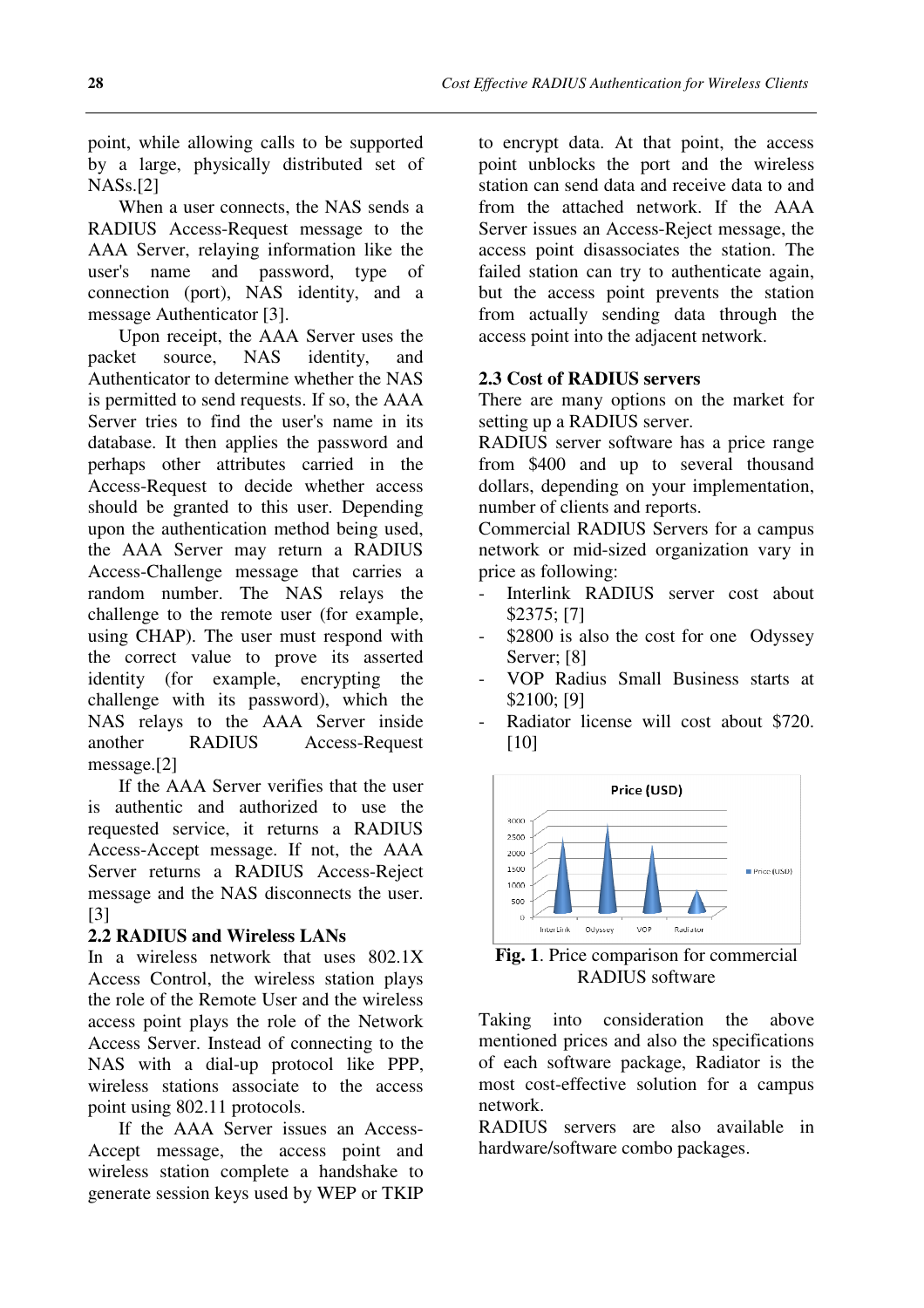point, while allowing calls to be supported by a large, physically distributed set of NASs.[2]

When a user connects, the NAS sends a RADIUS Access-Request message to the AAA Server, relaying information like the user's name and password, type of connection (port), NAS identity, and a message Authenticator [3].

Upon receipt, the AAA Server uses the packet source, NAS identity, and Authenticator to determine whether the NAS is permitted to send requests. If so, the AAA Server tries to find the user's name in its database. It then applies the password and perhaps other attributes carried in the Access-Request to decide whether access should be granted to this user. Depending upon the authentication method being used, the AAA Server may return a RADIUS Access-Challenge message that carries a random number. The NAS relays the challenge to the remote user (for example, using CHAP). The user must respond with the correct value to prove its asserted identity (for example, encrypting the challenge with its password), which the NAS relays to the AAA Server inside another RADIUS Access-Request message.[2]

If the AAA Server verifies that the user is authentic and authorized to use the requested service, it returns a RADIUS Access-Accept message. If not, the AAA Server returns a RADIUS Access-Reject message and the NAS disconnects the user. [3]

### 2.2 RADIUS and Wireless LANs

In a wireless network that uses 802.1X Access Control, the wireless station plays the role of the Remote User and the wireless access point plays the role of the Network Access Server. Instead of connecting to the NAS with a dial-up protocol like PPP, wireless stations associate to the access point using 802.11 protocols.

If the AAA Server issues an Access-Accept message, the access point and wireless station complete a handshake to generate session keys used by WEP or TKIP to encrypt data. At that point, the access point unblocks the port and the wireless station can send data and receive data to and from the attached network. If the AAA Server issues an Access-Reject message, the access point disassociates the station. The failed station can try to authenticate again, but the access point prevents the station from actually sending data through the access point into the adjacent network.

### 2.3 Cost of RADIUS servers

There are many options on the market for setting up a RADIUS server.

RADIUS server software has a price range from $400 and up to several thousand dollars, depending on your implementation, number of clients and reports.

Commercial RADIUS Servers for a campus network or mid-sized organization vary in price as following:

- Interlink RADIUS server cost about $2375; [7]
- $2800 is also the cost for one Odyssey Server; [8]
- VOP Radius Small Business starts at $2100; [9]
- Radiator license will cost about $720. [10]

**Fig. 1**. Price comparison for commercial RADIUS software

Taking into consideration the above mentioned prices and also the specifications of each software package, Radiator is the most cost-effective solution for a campus network.

RADIUS servers are also available in hardware/software combo packages.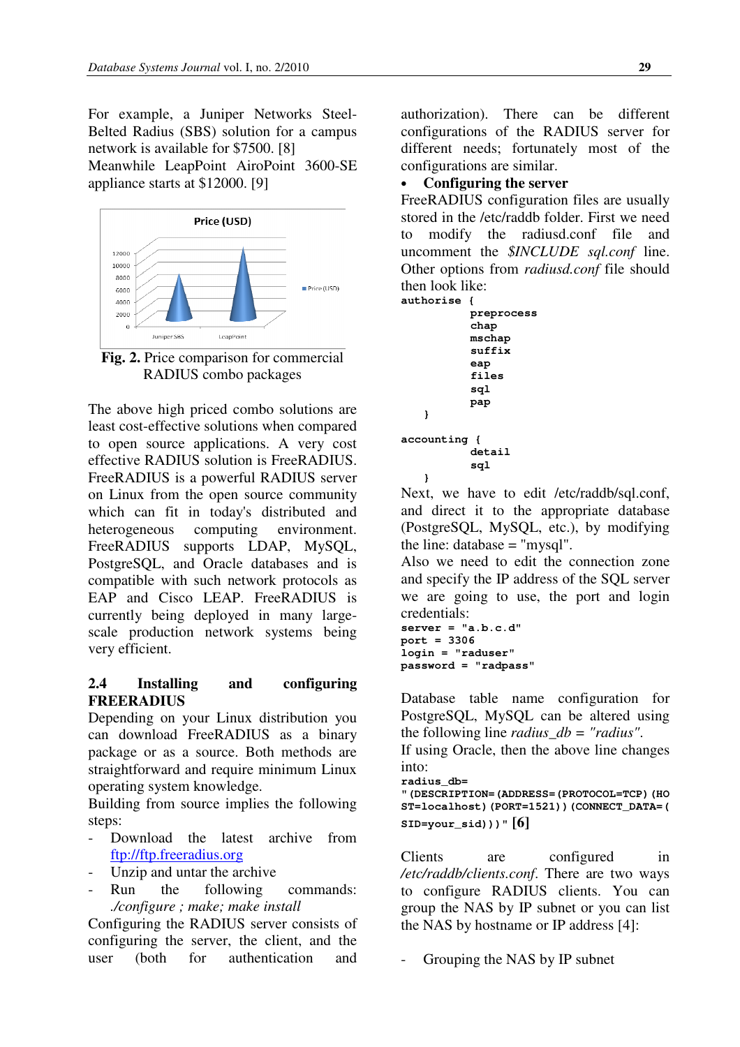For example, a Juniper Networks Steel-Belted Radius (SBS) solution for a campus network is available for $7500. [8]
Meanwhile LeapPoint AiroPoint 3600-SE appliance starts at $12000. [9]

**Fig. 2.** Price comparison for commercial RADIUS combo packages

The above high priced combo solutions are least cost-effective solutions when compared to open source applications. A very cost effective RADIUS solution is FreeRADIUS. FreeRADIUS is a powerful RADIUS server on Linux from the open source community which can fit in today's distributed and heterogeneous computing environment. FreeRADIUS supports LDAP, MySQL, PostgreSQL, and Oracle databases and is compatible with such network protocols as EAP and Cisco LEAP. FreeRADIUS is currently being deployed in many large-scale production network systems being very efficient.

## 2.4 Installing and configuring FREERADIUS

Depending on your Linux distribution you can download FreeRADIUS as a binary package or as a source. Both methods are straightforward and require minimum Linux operating system knowledge.
Building from source implies the following steps:

- Download the latest archive from ftp://ftp.freeradius.org
- Unzip and untar the archive
- Run the following commands: *./configure ; make; make install*

Configuring the RADIUS server consists of configuring the server, the client, and the user (both for authentication and authorization). There can be different configurations of the RADIUS server for different needs; fortunately most of the configurations are similar.

- **Configuring the server**

FreeRADIUS configuration files are usually stored in the /etc/raddb folder. First we need to modify the radiusd.conf file and uncomment the *$INCLUDE sql.conf* line. Other options from *radiusd.conf* file should then look like:

```
authorise {
            preprocess
            chap
            mschap
            suffix
            eap
            files
            sql
            pap
    }

accounting {
            detail
            sql
    }
```

Next, we have to edit /etc/raddb/sql.conf, and direct it to the appropriate database (PostgreSQL, MySQL, etc.), by modifying the line: database = "mysql".
Also we need to edit the connection zone and specify the IP address of the SQL server we are going to use, the port and login credentials:

```
server = "a.b.c.d"
port = 3306
login = "raduser"
password = "radpass"
```

Database table name configuration for PostgreSQL, MySQL can be altered using the following line *radius_db = "radius"*.
If using Oracle, then the above line changes into:

```
radius_db=
"(DESCRIPTION=(ADDRESS=(PROTOCOL=TCP)(HOST=localhost)(PORT=1521))(CONNECT_DATA=(SID=your_sid)))"
```
[6]

Clients are configured in */etc/raddb/clients.conf*. There are two ways to configure RADIUS clients. You can group the NAS by IP subnet or you can list the NAS by hostname or IP address [4]:

- Grouping the NAS by IP subnet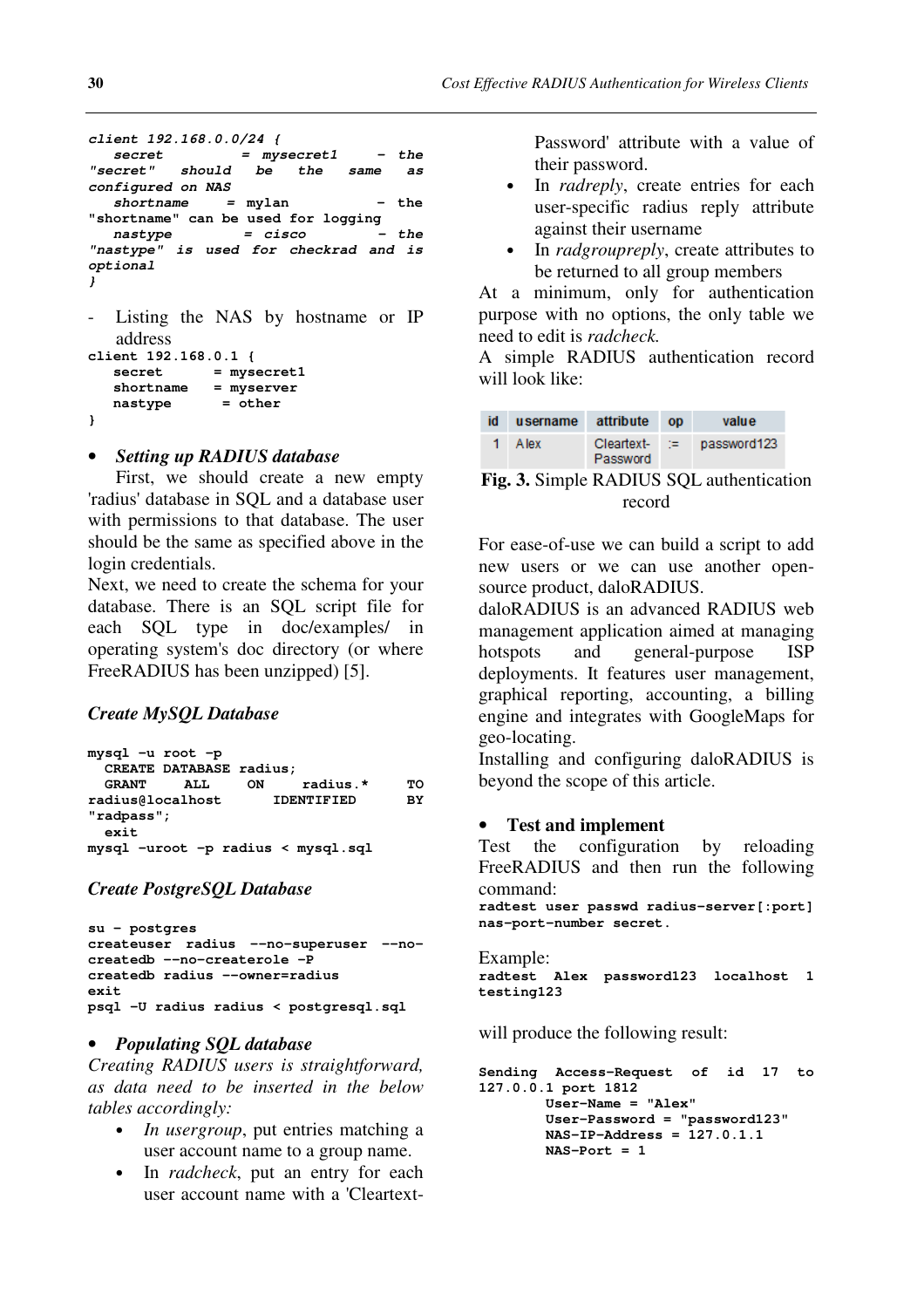```
client 192.168.0.0/24 {
   secret         = mysecret1     - the
"secret" should be the same as
configured on NAS
   shortname     = mylan          - the
"shortname" can be used for logging
   nastype        = cisco         - the
"nastype" is used for checkrad and is
optional
}
```

- Listing the NAS by hostname or IP address

```
client 192.168.0.1 {
   secret      = mysecret1
   shortname   = myserver
   nastype      = other
}
```

- ***Setting up RADIUS database***

First, we should create a new empty 'radius' database in SQL and a database user with permissions to that database. The user should be the same as specified above in the login credentials.

Next, we need to create the schema for your database. There is an SQL script file for each SQL type in doc/examples/ in operating system's doc directory (or where FreeRADIUS has been unzipped) [5].

***Create MySQL Database***

```
mysql -u root -p
  CREATE DATABASE radius;
  GRANT ALL ON radius.* TO
radius@localhost IDENTIFIED BY
"radpass";
  exit
mysql -uroot -p radius < mysql.sql
```

***Create PostgreSQL Database***

```
su - postgres
createuser radius --no-superuser --no-
createdb --no-createrole -P
createdb radius --owner=radius
exit
psql -U radius radius < postgresql.sql
```

- ***Populating SQL database***

*Creating RADIUS users is straightforward, as data need to be inserted in the below tables accordingly:*

- *In usergroup*, put entries matching a user account name to a group name.
- In *radcheck*, put an entry for each user account name with a 'Cleartext-Password' attribute with a value of their password.
- In *radreply*, create entries for each user-specific radius reply attribute against their username
- In *radgroupreply*, create attributes to be returned to all group members

At a minimum, only for authentication purpose with no options, the only table we need to edit is *radcheck.*

A simple RADIUS authentication record will look like:

| id | username | attribute | op | value |
|---|---|---|---|---|
| 1 | Alex | Cleartext-Password | := | password123 |

**Fig. 3.** Simple RADIUS SQL authentication record

For ease-of-use we can build a script to add new users or we can use another open-source product, daloRADIUS.

daloRADIUS is an advanced RADIUS web management application aimed at managing hotspots and general-purpose ISP deployments. It features user management, graphical reporting, accounting, a billing engine and integrates with GoogleMaps for geo-locating.

Installing and configuring daloRADIUS is beyond the scope of this article.

- **Test and implement**

Test the configuration by reloading FreeRADIUS and then run the following command:

```
radtest user passwd radius-server[:port]
nas-port-number secret.
```

Example:

```
radtest Alex password123 localhost 1
testing123
```

will produce the following result:

```
Sending Access-Request of id 17 to
127.0.0.1 port 1812
        User-Name = "Alex"
        User-Password = "password123"
        NAS-IP-Address = 127.0.1.1
        NAS-Port = 1
```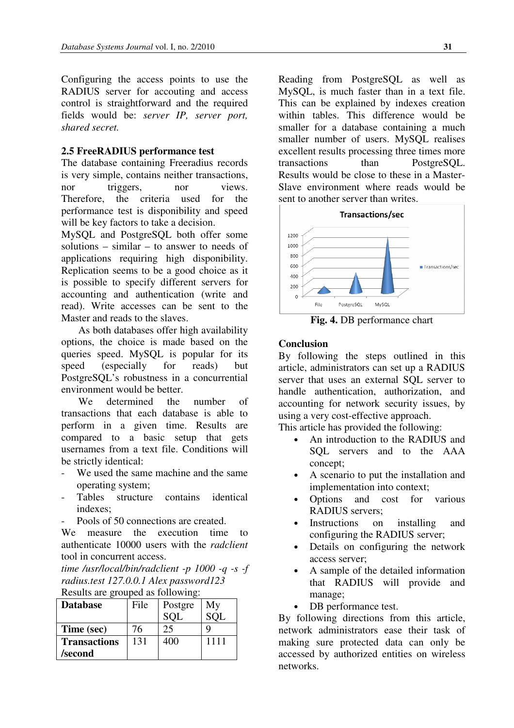Configuring the access points to use the RADIUS server for accouting and access control is straightforward and the required fields would be: *server IP, server port, shared secret.*

### 2.5 FreeRADIUS performance test

The database containing Freeradius records is very simple, contains neither transactions, nor triggers, nor views. Therefore, the criteria used for the performance test is disponibility and speed will be key factors to take a decision.

MySQL and PostgreSQL both offer some solutions – similar – to answer to needs of applications requiring high disponibility. Replication seems to be a good choice as it is possible to specify different servers for accounting and authentication (write and read). Write accesses can be sent to the Master and reads to the slaves.

As both databases offer high availability options, the choice is made based on the queries speed. MySQL is popular for its speed (especially for reads) but PostgreSQL's robustness in a concurrential environment would be better.

We determined the number of transactions that each database is able to perform in a given time. Results are compared to a basic setup that gets usernames from a text file. Conditions will be strictly identical:

- We used the same machine and the same operating system;
- Tables structure contains identical indexes;
- Pools of 50 connections are created.

We measure the execution time to authenticate 10000 users with the *radclient* tool in concurrent access.

*time /usr/local/bin/radclient -p 1000 -q -s -f radius.test 127.0.0.1 Alex password123*

Results are grouped as following:

| **Database** | File | PostgreSQL | MySQL |
|---|---|---|---|
| **Time (sec)** | 76 | 25 | 9 |
| **Transactions /second** | 131 | 400 | 1111 |

Reading from PostgreSQL as well as MySQL, is much faster than in a text file. This can be explained by indexes creation within tables. This difference would be smaller for a database containing a much smaller number of users. MySQL realises excellent results processing three times more transactions than PostgreSQL. Results would be close to these in a Master-Slave environment where reads would be sent to another server than writes.

**Fig. 4.** DB performance chart

### Conclusion

By following the steps outlined in this article, administrators can set up a RADIUS server that uses an external SQL server to handle authentication, authorization, and accounting for network security issues, by using a very cost-effective approach.

This article has provided the following:

- An introduction to the RADIUS and SQL servers and to the AAA concept;
- A scenario to put the installation and implementation into context;
- Options and cost for various RADIUS servers;
- Instructions on installing and configuring the RADIUS server;
- Details on configuring the network access server;
- A sample of the detailed information that RADIUS will provide and manage;
- DB performance test.

By following directions from this article, network administrators ease their task of making sure protected data can only be accessed by authorized entities on wireless networks.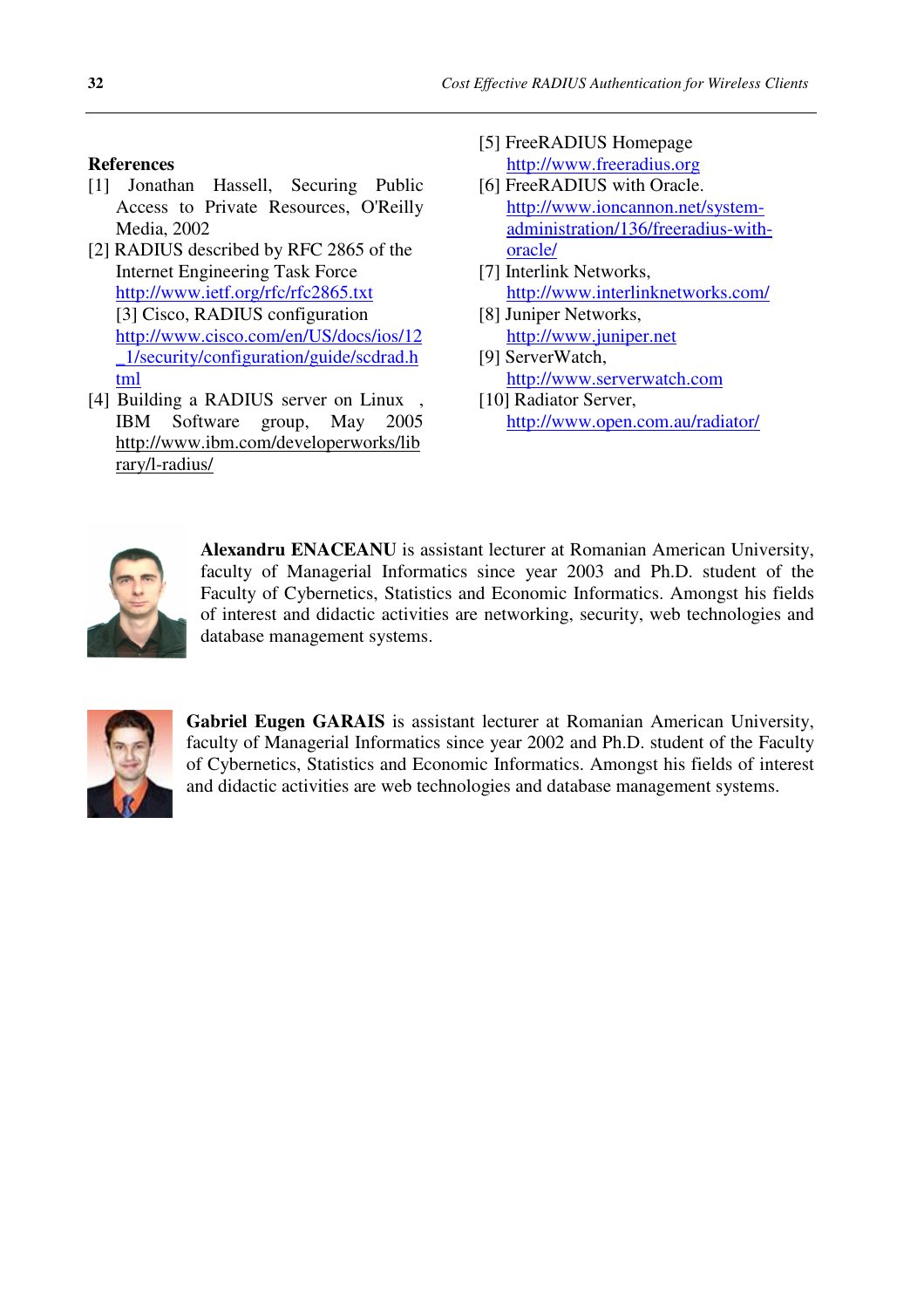## References

[1] Jonathan Hassell, Securing Public Access to Private Resources, O'Reilly Media, 2002

[2] RADIUS described by RFC 2865 of the Internet Engineering Task Force http://www.ietf.org/rfc/rfc2865.txt

[3] Cisco, RADIUS configuration http://www.cisco.com/en/US/docs/ios/12_1/security/configuration/guide/scdrad.html

[4] Building a RADIUS server on Linux , IBM Software group, May 2005 http://www.ibm.com/developerworks/library/l-radius/

[5] FreeRADIUS Homepage http://www.freeradius.org

[6] FreeRADIUS with Oracle. http://www.ioncannon.net/system-administration/136/freeradius-with-oracle/

[7] Interlink Networks, http://www.interlinknetworks.com/

[8] Juniper Networks, http://www.juniper.net

[9] ServerWatch, http://www.serverwatch.com

[10] Radiator Server, http://www.open.com.au/radiator/

**Alexandru ENACEANU** is assistant lecturer at Romanian American University, faculty of Managerial Informatics since year 2003 and Ph.D. student of the Faculty of Cybernetics, Statistics and Economic Informatics. Amongst his fields of interest and didactic activities are networking, security, web technologies and database management systems.

**Gabriel Eugen GARAIS** is assistant lecturer at Romanian American University, faculty of Managerial Informatics since year 2002 and Ph.D. student of the Faculty of Cybernetics, Statistics and Economic Informatics. Amongst his fields of interest and didactic activities are web technologies and database management systems.